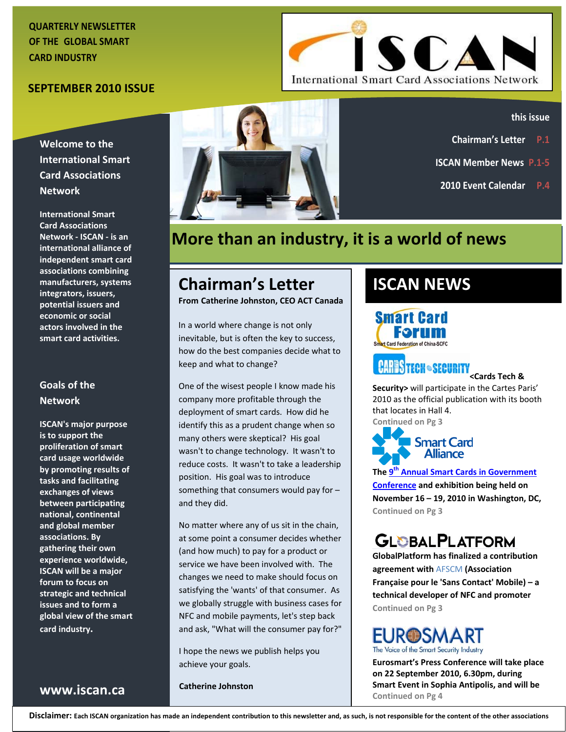QUARTERLY NEWSLETTER OF THE GLOBAL SMART CARD INDUSTRY

**SEPTEMBER 2010 ISSUE**

ISCAN — International Smart Card Associations Network

**this issue**

- Chairman's Letter P.1
- ISCAN Member News P.1-5
- 2010 Event Calendar P.4

# More than an industry, it is a world of news

## Welcome to the International Smart Card Associations Network

**International Smart Card Associations Network - ISCAN - is an international alliance of independent smart card associations combining manufacturers, systems integrators, issuers, potential issuers and economic or social actors involved in the smart card activities.**

## Goals of the Network

**ISCAN's major purpose is to support the proliferation of smart card usage worldwide by promoting results of tasks and facilitating exchanges of views between participating national, continental and global member associations. By gathering their own experience worldwide, ISCAN will be a major forum to focus on strategic and technical issues and to form a global view of the smart card industry.**

**www.iscan.ca**

## Chairman's Letter

**From Catherine Johnston, CEO ACT Canada**

In a world where change is not only inevitable, but is often the key to success, how do the best companies decide what to keep and what to change?

One of the wisest people I know made his company more profitable through the deployment of smart cards. How did he identify this as a prudent change when so many others were skeptical? His goal wasn't to change technology. It wasn't to reduce costs. It wasn't to take a leadership position. His goal was to introduce something that consumers would pay for – and they did.

No matter where any of us sit in the chain, at some point a consumer decides whether (and how much) to pay for a product or service we have been involved with. The changes we need to make should focus on satisfying the 'wants' of that consumer. As we globally struggle with business cases for NFC and mobile payments, let's step back and ask, "What will the consumer pay for?"

I hope the news we publish helps you achieve your goals.

**Catherine Johnston**

## ISCAN NEWS

Smart Card Forum — Smart Card Federation of China-SCFC

CARDS TECH & SECURITY

**<Cards Tech & Security>** will participate in the Cartes Paris' 2010 as the official publication with its booth that locates in Hall 4.

Continued on Pg 3

Smart Card Alliance

**The 9th Annual Smart Cards in Government Conference and exhibition being held on November 16 – 19, 2010 in Washington, DC,**

Continued on Pg 3

GLOBALPLATFORM

**GlobalPlatform has finalized a contribution agreement with AFSCM (Association Française pour le 'Sans Contact' Mobile) – a technical developer of NFC and promoter**

Continued on Pg 3

EUROSMART — The Voice of the Smart Security Industry

**Eurosmart's Press Conference will take place on 22 September 2010, 6.30pm, during Smart Event in Sophia Antipolis, and will be**

Continued on Pg 4

**Disclaimer:** Each ISCAN organization has made an independent contribution to this newsletter and, as such, is not responsible for the content of the other associations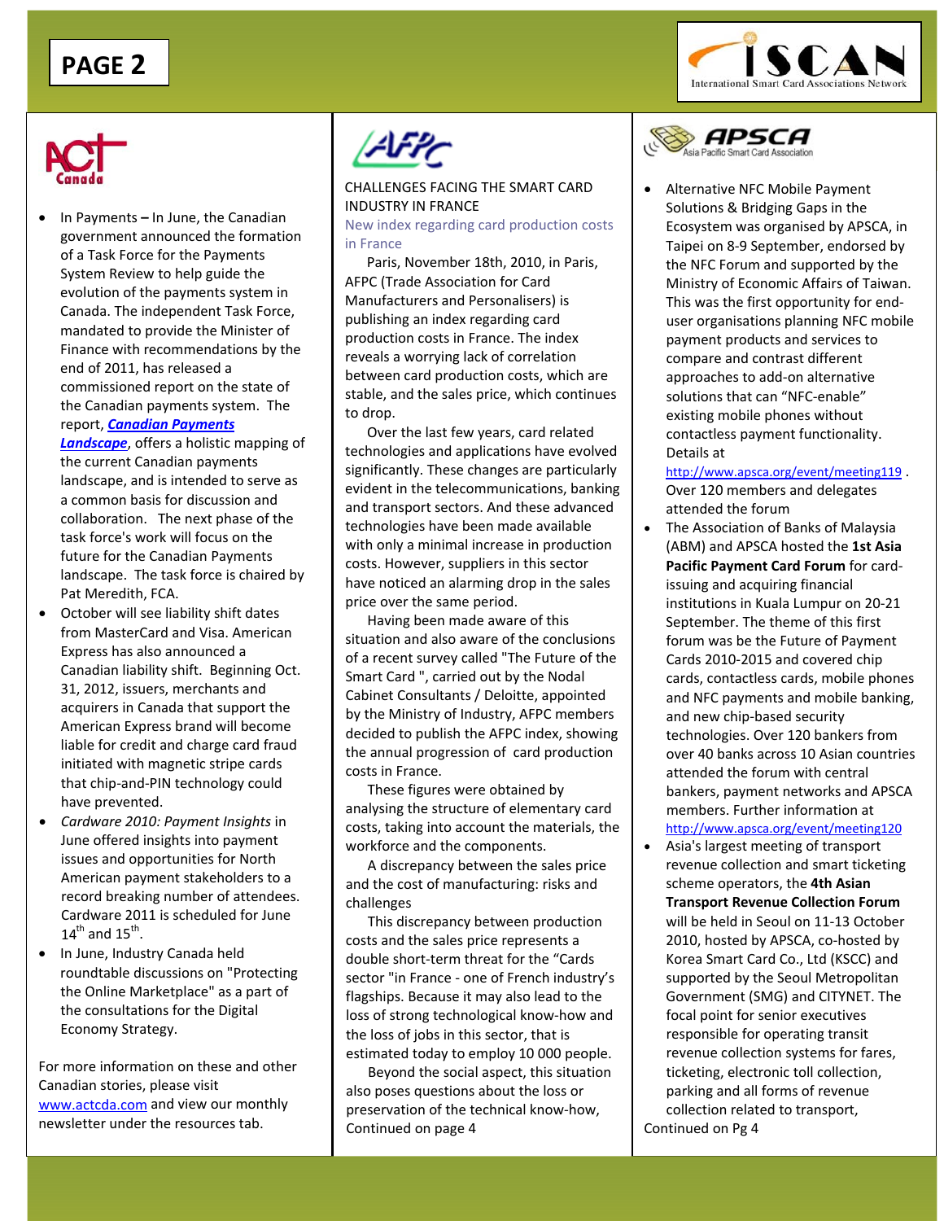## ACT Canada

- In Payments **–** In June, the Canadian government announced the formation of a Task Force for the Payments System Review to help guide the evolution of the payments system in Canada. The independent Task Force, mandated to provide the Minister of Finance with recommendations by the end of 2011, has released a commissioned report on the state of the Canadian payments system. The report, ***Canadian Payments Landscape***, offers a holistic mapping of the current Canadian payments landscape, and is intended to serve as a common basis for discussion and collaboration. The next phase of the task force's work will focus on the future for the Canadian Payments landscape. The task force is chaired by Pat Meredith, FCA.
- October will see liability shift dates from MasterCard and Visa. American Express has also announced a Canadian liability shift. Beginning Oct. 31, 2012, issuers, merchants and acquirers in Canada that support the American Express brand will become liable for credit and charge card fraud initiated with magnetic stripe cards that chip-and-PIN technology could have prevented.
- *Cardware 2010: Payment Insights* in June offered insights into payment issues and opportunities for North American payment stakeholders to a record breaking number of attendees. Cardware 2011 is scheduled for June 14th and 15th.
- In June, Industry Canada held roundtable discussions on "Protecting the Online Marketplace" as a part of the consultations for the Digital Economy Strategy.

For more information on these and other Canadian stories, please visit www.actcda.com and view our monthly newsletter under the resources tab.

## AFPC

CHALLENGES FACING THE SMART CARD INDUSTRY IN FRANCE

New index regarding card production costs in France

Paris, November 18th, 2010, in Paris, AFPC (Trade Association for Card Manufacturers and Personalisers) is publishing an index regarding card production costs in France. The index reveals a worrying lack of correlation between card production costs, which are stable, and the sales price, which continues to drop.

Over the last few years, card related technologies and applications have evolved significantly. These changes are particularly evident in the telecommunications, banking and transport sectors. And these advanced technologies have been made available with only a minimal increase in production costs. However, suppliers in this sector have noticed an alarming drop in the sales price over the same period.

Having been made aware of this situation and also aware of the conclusions of a recent survey called "The Future of the Smart Card ", carried out by the Nodal Cabinet Consultants / Deloitte, appointed by the Ministry of Industry, AFPC members decided to publish the AFPC index, showing the annual progression of card production costs in France.

These figures were obtained by analysing the structure of elementary card costs, taking into account the materials, the workforce and the components.

A discrepancy between the sales price and the cost of manufacturing: risks and challenges

This discrepancy between production costs and the sales price represents a double short-term threat for the “Cards sector "in France - one of French industry’s flagships. Because it may also lead to the loss of strong technological know-how and the loss of jobs in this sector, that is estimated today to employ 10 000 people.

Beyond the social aspect, this situation also poses questions about the loss or preservation of the technical know-how,

Continued on page 4

## APSCA — Asia Pacific Smart Card Association

- Alternative NFC Mobile Payment Solutions & Bridging Gaps in the Ecosystem was organised by APSCA, in Taipei on 8-9 September, endorsed by the NFC Forum and supported by the Ministry of Economic Affairs of Taiwan. This was the first opportunity for end-user organisations planning NFC mobile payment products and services to compare and contrast different approaches to add-on alternative solutions that can “NFC-enable” existing mobile phones without contactless payment functionality. Details at http://www.apsca.org/event/meeting119 . Over 120 members and delegates attended the forum
- The Association of Banks of Malaysia (ABM) and APSCA hosted the **1st Asia Pacific Payment Card Forum** for card-issuing and acquiring financial institutions in Kuala Lumpur on 20-21 September. The theme of this first forum was the Future of Payment Cards 2010-2015 and covered chip cards, contactless cards, mobile phones and NFC payments and mobile banking, and new chip-based security technologies. Over 120 bankers from over 40 banks across 10 Asian countries attended the forum with central bankers, payment networks and APSCA members. Further information at http://www.apsca.org/event/meeting120
- Asia's largest meeting of transport revenue collection and smart ticketing scheme operators, the **4th Asian Transport Revenue Collection Forum** will be held in Seoul on 11-13 October 2010, hosted by APSCA, co-hosted by Korea Smart Card Co., Ltd (KSCC) and supported by the Seoul Metropolitan Government (SMG) and CITYNET. The focal point for senior executives responsible for operating transit revenue collection systems for fares, ticketing, electronic toll collection, parking and all forms of revenue collection related to transport,

Continued on Pg 4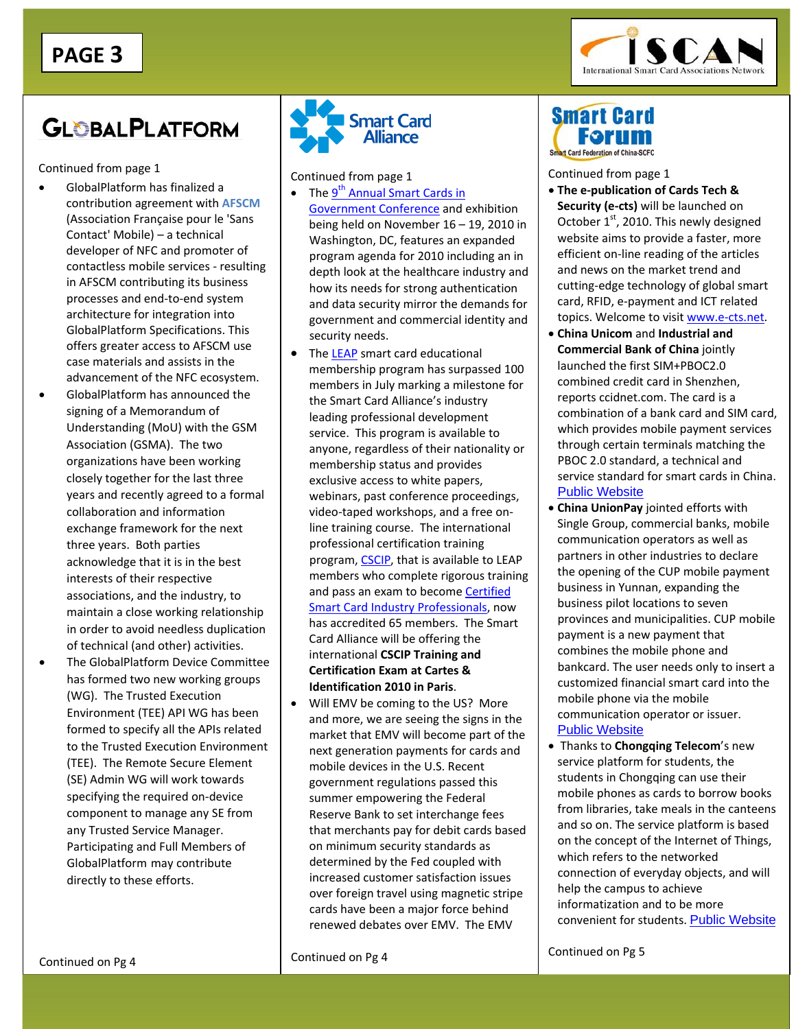## GlobalPlatform

Continued from page 1

- GlobalPlatform has finalized a contribution agreement with **AFSCM** (Association Française pour le 'Sans Contact' Mobile) – a technical developer of NFC and promoter of contactless mobile services - resulting in AFSCM contributing its business processes and end-to-end system architecture for integration into GlobalPlatform Specifications. This offers greater access to AFSCM use case materials and assists in the advancement of the NFC ecosystem.
- GlobalPlatform has announced the signing of a Memorandum of Understanding (MoU) with the GSM Association (GSMA). The two organizations have been working closely together for the last three years and recently agreed to a formal collaboration and information exchange framework for the next three years. Both parties acknowledge that it is in the best interests of their respective associations, and the industry, to maintain a close working relationship in order to avoid needless duplication of technical (and other) activities.
- The GlobalPlatform Device Committee has formed two new working groups (WG). The Trusted Execution Environment (TEE) API WG has been formed to specify all the APIs related to the Trusted Execution Environment (TEE). The Remote Secure Element (SE) Admin WG will work towards specifying the required on-device component to manage any SE from any Trusted Service Manager. Participating and Full Members of GlobalPlatform may contribute directly to these efforts.

Continued on Pg 4

## Smart Card Alliance

Continued from page 1

- The 9th Annual Smart Cards in Government Conference and exhibition being held on November 16 – 19, 2010 in Washington, DC, features an expanded program agenda for 2010 including an in depth look at the healthcare industry and how its needs for strong authentication and data security mirror the demands for government and commercial identity and security needs.
- The LEAP smart card educational membership program has surpassed 100 members in July marking a milestone for the Smart Card Alliance's industry leading professional development service. This program is available to anyone, regardless of their nationality or membership status and provides exclusive access to white papers, webinars, past conference proceedings, video-taped workshops, and a free on-line training course. The international professional certification training program, CSCIP, that is available to LEAP members who complete rigorous training and pass an exam to become Certified Smart Card Industry Professionals, now has accredited 65 members. The Smart Card Alliance will be offering the international **CSCIP Training and Certification Exam at Cartes & Identification 2010 in Paris**.
- Will EMV be coming to the US? More and more, we are seeing the signs in the market that EMV will become part of the next generation payments for cards and mobile devices in the U.S. Recent government regulations passed this summer empowering the Federal Reserve Bank to set interchange fees that merchants pay for debit cards based on minimum security standards as determined by the Fed coupled with increased customer satisfaction issues over foreign travel using magnetic stripe cards have been a major force behind renewed debates over EMV. The EMV

Continued on Pg 4

## Smart Card Forum

Smart Card Federation of China-SCFC

Continued from page 1

- **The e-publication of Cards Tech & Security (e-cts)** will be launched on October 1st, 2010. This newly designed website aims to provide a faster, more efficient on-line reading of the articles and news on the market trend and cutting-edge technology of global smart card, RFID, e-payment and ICT related topics. Welcome to visit www.e-cts.net.
- **China Unicom** and **Industrial and Commercial Bank of China** jointly launched the first SIM+PBOC2.0 combined credit card in Shenzhen, reports ccidnet.com. The card is a combination of a bank card and SIM card, which provides mobile payment services through certain terminals matching the PBOC 2.0 standard, a technical and service standard for smart cards in China. Public Website
- **China UnionPay** jointed efforts with Single Group, commercial banks, mobile communication operators as well as partners in other industries to declare the opening of the CUP mobile payment business in Yunnan, expanding the business pilot locations to seven provinces and municipalities. CUP mobile payment is a new payment that combines the mobile phone and bankcard. The user needs only to insert a customized financial smart card into the mobile phone via the mobile communication operator or issuer. Public Website
- Thanks to **Chongqing Telecom**'s new service platform for students, the students in Chongqing can use their mobile phones as cards to borrow books from libraries, take meals in the canteens and so on. The service platform is based on the concept of the Internet of Things, which refers to the networked connection of everyday objects, and will help the campus to achieve informatization and to be more convenient for students. Public Website

Continued on Pg 5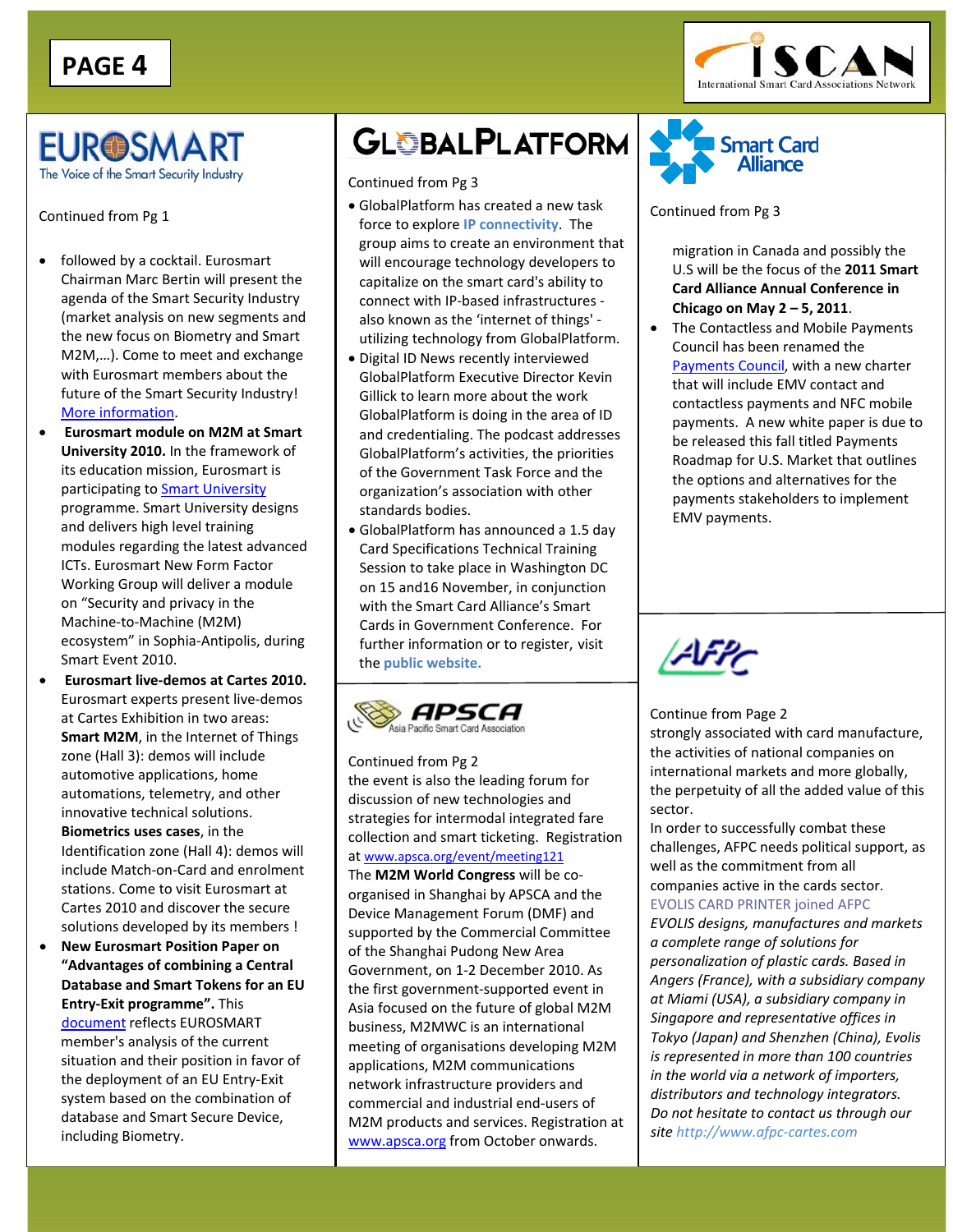## EUROSMART

The Voice of the Smart Security Industry

Continued from Pg 1

- followed by a cocktail. Eurosmart Chairman Marc Bertin will present the agenda of the Smart Security Industry (market analysis on new segments and the new focus on Biometry and Smart M2M,…). Come to meet and exchange with Eurosmart members about the future of the Smart Security Industry! More information.
- **Eurosmart module on M2M at Smart University 2010.** In the framework of its education mission, Eurosmart is participating to Smart University programme. Smart University designs and delivers high level training modules regarding the latest advanced ICTs. Eurosmart New Form Factor Working Group will deliver a module on "Security and privacy in the Machine-to-Machine (M2M) ecosystem" in Sophia-Antipolis, during Smart Event 2010.
- **Eurosmart live-demos at Cartes 2010.** Eurosmart experts present live-demos at Cartes Exhibition in two areas: **Smart M2M**, in the Internet of Things zone (Hall 3): demos will include automotive applications, home automations, telemetry, and other innovative technical solutions. **Biometrics uses cases**, in the Identification zone (Hall 4): demos will include Match-on-Card and enrolment stations. Come to visit Eurosmart at Cartes 2010 and discover the secure solutions developed by its members !
- **New Eurosmart Position Paper on "Advantages of combining a Central Database and Smart Tokens for an EU Entry-Exit programme".** This document reflects EUROSMART member's analysis of the current situation and their position in favor of the deployment of an EU Entry-Exit system based on the combination of database and Smart Secure Device, including Biometry.

## GLOBALPLATFORM

Continued from Pg 3

- GlobalPlatform has created a new task force to explore IP connectivity. The group aims to create an environment that will encourage technology developers to capitalize on the smart card's ability to connect with IP-based infrastructures - also known as the 'internet of things' - utilizing technology from GlobalPlatform.
- Digital ID News recently interviewed GlobalPlatform Executive Director Kevin Gillick to learn more about the work GlobalPlatform is doing in the area of ID and credentialing. The podcast addresses GlobalPlatform's activities, the priorities of the Government Task Force and the organization's association with other standards bodies.
- GlobalPlatform has announced a 1.5 day Card Specifications Technical Training Session to take place in Washington DC on 15 and16 November, in conjunction with the Smart Card Alliance's Smart Cards in Government Conference. For further information or to register, visit the public website.

## APSCA

Asia Pacific Smart Card Association

Continued from Pg 2

the event is also the leading forum for discussion of new technologies and strategies for intermodal integrated fare collection and smart ticketing. Registration at www.apsca.org/event/meeting121

The **M2M World Congress** will be co-organised in Shanghai by APSCA and the Device Management Forum (DMF) and supported by the Commercial Committee of the Shanghai Pudong New Area Government, on 1-2 December 2010. As the first government-supported event in Asia focused on the future of global M2M business, M2MWC is an international meeting of organisations developing M2M applications, M2M communications network infrastructure providers and commercial and industrial end-users of M2M products and services. Registration at www.apsca.org from October onwards.

## Smart Card Alliance

Continued from Pg 3

migration in Canada and possibly the U.S will be the focus of the **2011 Smart Card Alliance Annual Conference in Chicago on May 2 – 5, 2011**.

- The Contactless and Mobile Payments Council has been renamed the Payments Council, with a new charter that will include EMV contact and contactless payments and NFC mobile payments. A new white paper is due to be released this fall titled Payments Roadmap for U.S. Market that outlines the options and alternatives for the payments stakeholders to implement EMV payments.

## AFPC

Continue from Page 2

strongly associated with card manufacture, the activities of national companies on international markets and more globally, the perpetuity of all the added value of this sector.

In order to successfully combat these challenges, AFPC needs political support, as well as the commitment from all companies active in the cards sector.

EVOLIS CARD PRINTER joined AFPC

*EVOLIS designs, manufactures and markets a complete range of solutions for personalization of plastic cards. Based in Angers (France), with a subsidiary company at Miami (USA), a subsidiary company in Singapore and representative offices in Tokyo (Japan) and Shenzhen (China), Evolis is represented in more than 100 countries in the world via a network of importers, distributors and technology integrators. Do not hesitate to contact us through our site http://www.afpc-cartes.com*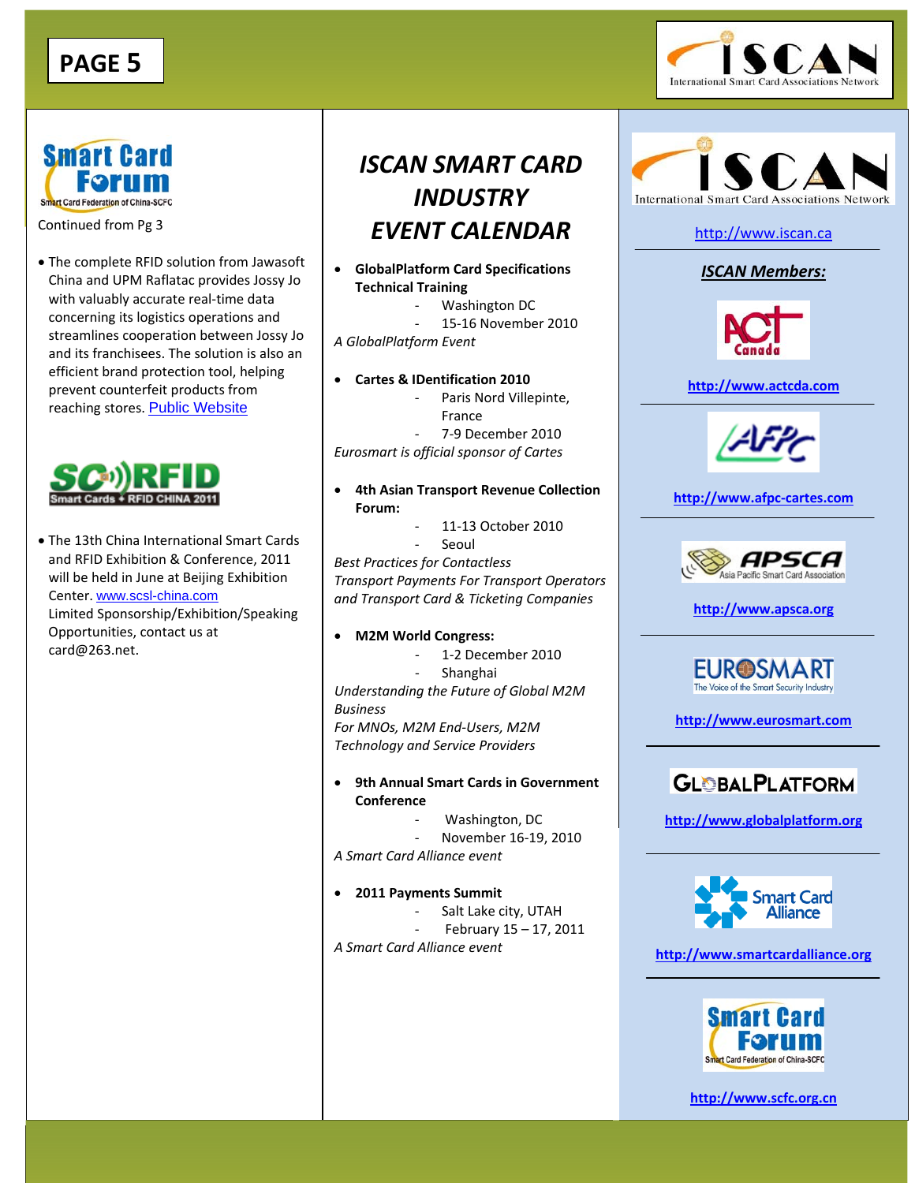Continued from Pg 3

- The complete RFID solution from Jawasoft China and UPM Raflatac provides Jossy Jo with valuably accurate real-time data concerning its logistics operations and streamlines cooperation between Jossy Jo and its franchisees. The solution is also an efficient brand protection tool, helping prevent counterfeit products from reaching stores. Public Website

- The 13th China International Smart Cards and RFID Exhibition & Conference, 2011 will be held in June at Beijing Exhibition Center. www.scsl-china.com Limited Sponsorship/Exhibition/Speaking Opportunities, contact us at card@263.net.

# *ISCAN SMART CARD INDUSTRY EVENT CALENDAR*

- **GlobalPlatform Card Specifications Technical Training**
  - Washington DC
  - 15-16 November 2010

*A GlobalPlatform Event*

- **Cartes & IDentification 2010**
  - Paris Nord Villepinte, France
  - 7-9 December 2010

*Eurosmart is official sponsor of Cartes*

- **4th Asian Transport Revenue Collection Forum:**
  - 11-13 October 2010
  - Seoul

*Best Practices for Contactless Transport Payments For Transport Operators and Transport Card & Ticketing Companies*

- **M2M World Congress:**
  - 1-2 December 2010
  - Shanghai

*Understanding the Future of Global M2M Business*
*For MNOs, M2M End-Users, M2M Technology and Service Providers*

- **9th Annual Smart Cards in Government Conference**
  - Washington, DC
  - November 16-19, 2010

*A Smart Card Alliance event*

- **2011 Payments Summit**
  - Salt Lake city, UTAH
  - February 15 – 17, 2011

*A Smart Card Alliance event*

http://www.iscan.ca

## *ISCAN Members:*

**http://www.actcda.com**

**http://www.afpc-cartes.com**

**http://www.apsca.org**

**http://www.eurosmart.com**

**http://www.globalplatform.org**

**http://www.smartcardalliance.org**

**http://www.scfc.org.cn**